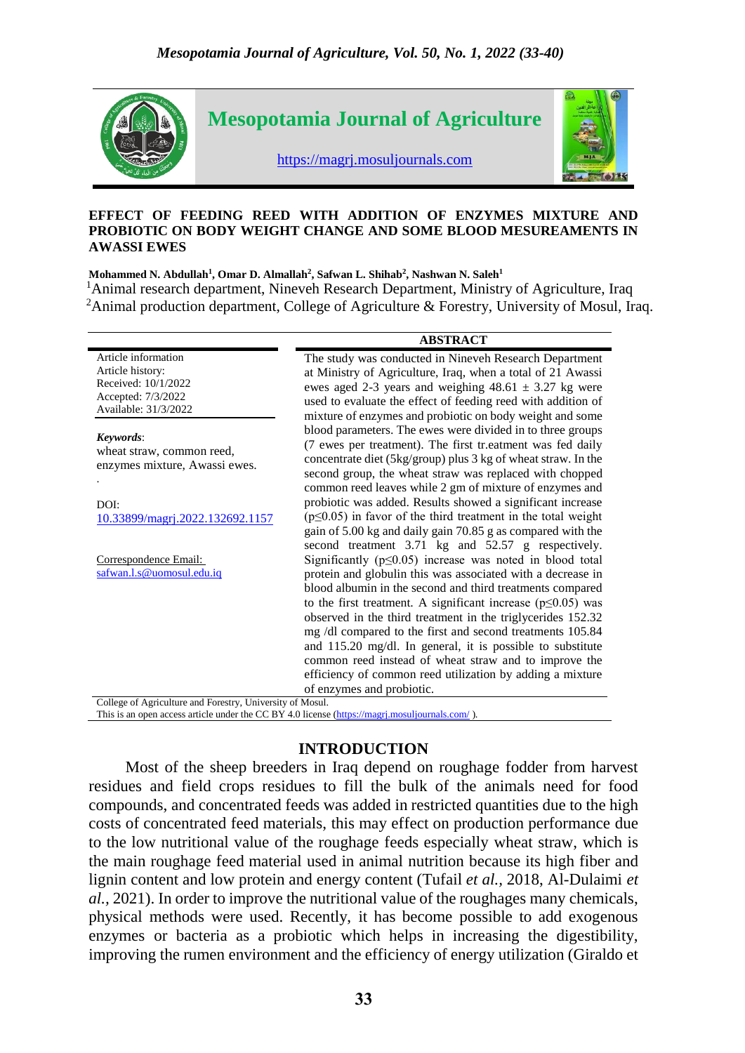# Mesopotamia Journal of Agriculture

https://magrj.mosuljournals.com

## EFFECT OF FEEDING REED WITH ADDITION OF ENZYMES MIXTURE AND PROBIOTIC ON BODY WEIGHT CHANGE AND SOME BLOOD MESUREAMENTS IN AWASSI EWES

**Mohammed N. Abdullah[1], Omar D. Almallah[2], Safwan L. Shihab[2], Nashwan N. Saleh[1]**

[1]Animal research department, Nineveh Research Department, Ministry of Agriculture, Iraq

[2]Animal production department, College of Agriculture & Forestry, University of Mosul, Iraq.

Article information
Article history:
Received: 10/1/2022
Accepted: 7/3/2022
Available: 31/3/2022

***Keywords***:
wheat straw, common reed, enzymes mixture, Awassi ewes.

DOI:
10.33899/magrj.2022.132692.1157

Correspondence Email:
safwan.l.s@uomosul.edu.iq

### ABSTRACT

The study was conducted in Nineveh Research Department at Ministry of Agriculture, Iraq, when a total of 21 Awassi ewes aged 2-3 years and weighing 48.61 ± 3.27 kg were used to evaluate the effect of feeding reed with addition of mixture of enzymes and probiotic on body weight and some blood parameters. The ewes were divided in to three groups (7 ewes per treatment). The first tr.eatment was fed daily concentrate diet (5kg/group) plus 3 kg of wheat straw. In the second group, the wheat straw was replaced with chopped common reed leaves while 2 gm of mixture of enzymes and probiotic was added. Results showed a significant increase ($p \leq 0.05$) in favor of the third treatment in the total weight gain of 5.00 kg and daily gain 70.85 g as compared with the second treatment 3.71 kg and 52.57 g respectively. Significantly ($p \leq 0.05$) increase was noted in blood total protein and globulin this was associated with a decrease in blood albumin in the second and third treatments compared to the first treatment. A significant increase ($p \leq 0.05$) was observed in the third treatment in the triglycerides 152.32 mg /dl compared to the first and second treatments 105.84 and 115.20 mg/dl. In general, it is possible to substitute common reed instead of wheat straw and to improve the efficiency of common reed utilization by adding a mixture of enzymes and probiotic.

College of Agriculture and Forestry, University of Mosul.
This is an open access article under the CC BY 4.0 license (https://magrj.mosuljournals.com/ ).

## INTRODUCTION

Most of the sheep breeders in Iraq depend on roughage fodder from harvest residues and field crops residues to fill the bulk of the animals need for food compounds, and concentrated feeds was added in restricted quantities due to the high costs of concentrated feed materials, this may effect on production performance due to the low nutritional value of the roughage feeds especially wheat straw, which is the main roughage feed material used in animal nutrition because its high fiber and lignin content and low protein and energy content (Tufail *et al.*, 2018, Al-Dulaimi *et al.*, 2021). In order to improve the nutritional value of the roughages many chemicals, physical methods were used. Recently, it has become possible to add exogenous enzymes or bacteria as a probiotic which helps in increasing the digestibility, improving the rumen environment and the efficiency of energy utilization (Giraldo et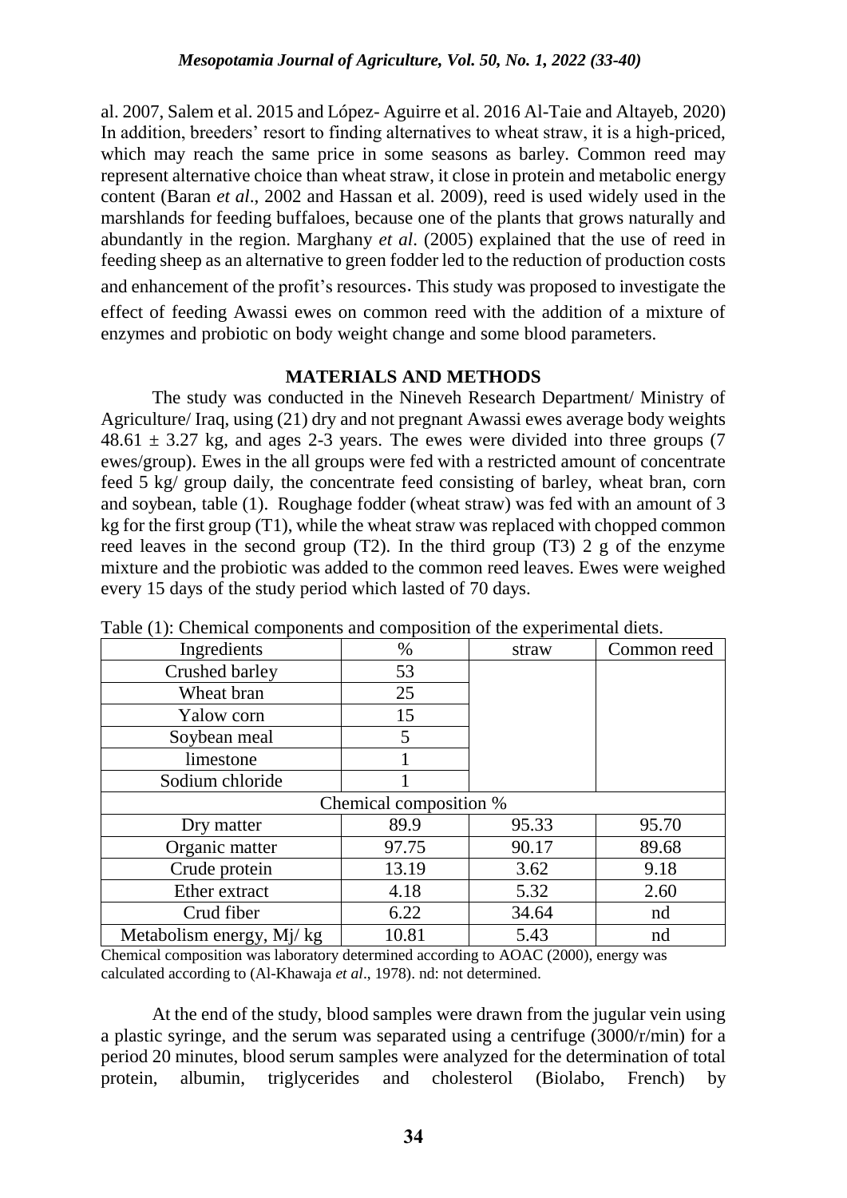al. 2007, Salem et al. 2015 and López- Aguirre et al. 2016 Al-Taie and Altayeb, 2020) In addition, breeders' resort to finding alternatives to wheat straw, it is a high-priced, which may reach the same price in some seasons as barley. Common reed may represent alternative choice than wheat straw, it close in protein and metabolic energy content (Baran *et al*., 2002 and Hassan et al. 2009), reed is used widely used in the marshlands for feeding buffaloes, because one of the plants that grows naturally and abundantly in the region. Marghany *et al*. (2005) explained that the use of reed in feeding sheep as an alternative to green fodder led to the reduction of production costs and enhancement of the profit's resources. This study was proposed to investigate the effect of feeding Awassi ewes on common reed with the addition of a mixture of enzymes and probiotic on body weight change and some blood parameters.

## MATERIALS AND METHODS

The study was conducted in the Nineveh Research Department/ Ministry of Agriculture/ Iraq, using (21) dry and not pregnant Awassi ewes average body weights $48.61 \pm 3.27$ kg, and ages 2-3 years. The ewes were divided into three groups (7 ewes/group). Ewes in the all groups were fed with a restricted amount of concentrate feed 5 kg/ group daily, the concentrate feed consisting of barley, wheat bran, corn and soybean, table (1). Roughage fodder (wheat straw) was fed with an amount of 3 kg for the first group (T1), while the wheat straw was replaced with chopped common reed leaves in the second group (T2). In the third group (T3) 2 g of the enzyme mixture and the probiotic was added to the common reed leaves. Ewes were weighed every 15 days of the study period which lasted of 70 days.

Table (1): Chemical components and composition of the experimental diets.

| Ingredients | % | straw | Common reed |
|---|---|---|---|
| Crushed barley | 53 | | |
| Wheat bran | 25 | | |
| Yalow corn | 15 | | |
| Soybean meal | 5 | | |
| limestone | 1 | | |
| Sodium chloride | 1 | | |
| Chemical composition % | | | |
| Dry matter | 89.9 | 95.33 | 95.70 |
| Organic matter | 97.75 | 90.17 | 89.68 |
| Crude protein | 13.19 | 3.62 | 9.18 |
| Ether extract | 4.18 | 5.32 | 2.60 |
| Crud fiber | 6.22 | 34.64 | nd |
| Metabolism energy, Mj/ kg | 10.81 | 5.43 | nd |

Chemical composition was laboratory determined according to AOAC (2000), energy was calculated according to (Al-Khawaja *et al*., 1978). nd: not determined.

At the end of the study, blood samples were drawn from the jugular vein using a plastic syringe, and the serum was separated using a centrifuge (3000/r/min) for a period 20 minutes, blood serum samples were analyzed for the determination of total protein, albumin, triglycerides and cholesterol (Biolabo, French) by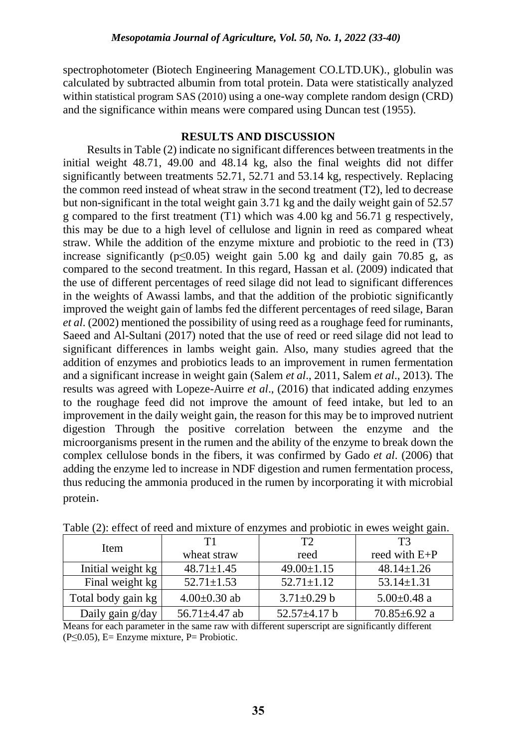spectrophotometer (Biotech Engineering Management CO.LTD.UK)., globulin was calculated by subtracted albumin from total protein. Data were statistically analyzed within statistical program SAS (2010) using a one-way complete random design (CRD) and the significance within means were compared using Duncan test (1955).

## RESULTS AND DISCUSSION

Results in Table (2) indicate no significant differences between treatments in the initial weight 48.71, 49.00 and 48.14 kg, also the final weights did not differ significantly between treatments 52.71, 52.71 and 53.14 kg, respectively. Replacing the common reed instead of wheat straw in the second treatment (T2), led to decrease but non-significant in the total weight gain 3.71 kg and the daily weight gain of 52.57 g compared to the first treatment (T1) which was 4.00 kg and 56.71 g respectively, this may be due to a high level of cellulose and lignin in reed as compared wheat straw. While the addition of the enzyme mixture and probiotic to the reed in (T3) increase significantly ($p \leq 0.05$) weight gain 5.00 kg and daily gain 70.85 g, as compared to the second treatment. In this regard, Hassan et al. (2009) indicated that the use of different percentages of reed silage did not lead to significant differences in the weights of Awassi lambs, and that the addition of the probiotic significantly improved the weight gain of lambs fed the different percentages of reed silage, Baran *et al*. (2002) mentioned the possibility of using reed as a roughage feed for ruminants, Saeed and Al-Sultani (2017) noted that the use of reed or reed silage did not lead to significant differences in lambs weight gain. Also, many studies agreed that the addition of enzymes and probiotics leads to an improvement in rumen fermentation and a significant increase in weight gain (Salem *et al*., 2011, Salem *et al*., 2013). The results was agreed with Lopeze-Auirre *et al*., (2016) that indicated adding enzymes to the roughage feed did not improve the amount of feed intake, but led to an improvement in the daily weight gain, the reason for this may be to improved nutrient digestion Through the positive correlation between the enzyme and the microorganisms present in the rumen and the ability of the enzyme to break down the complex cellulose bonds in the fibers, it was confirmed by Gado *et al*. (2006) that adding the enzyme led to increase in NDF digestion and rumen fermentation process, thus reducing the ammonia produced in the rumen by incorporating it with microbial protein.

Table (2): effect of reed and mixture of enzymes and probiotic in ewes weight gain.

| Item | T1 wheat straw | T2 reed | T3 reed with E+P |
|---|---|---|---|
| Initial weight kg | 48.71±1.45 | 49.00±1.15 | 48.14±1.26 |
| Final weight kg | 52.71±1.53 | 52.71±1.12 | 53.14±1.31 |
| Total body gain kg | 4.00±0.30 ab | 3.71±0.29 b | 5.00±0.48 a |
| Daily gain g/day | 56.71±4.47 ab | 52.57±4.17 b | 70.85±6.92 a |

Means for each parameter in the same raw with different superscript are significantly different ($P \leq 0.05$), E= Enzyme mixture, P= Probiotic.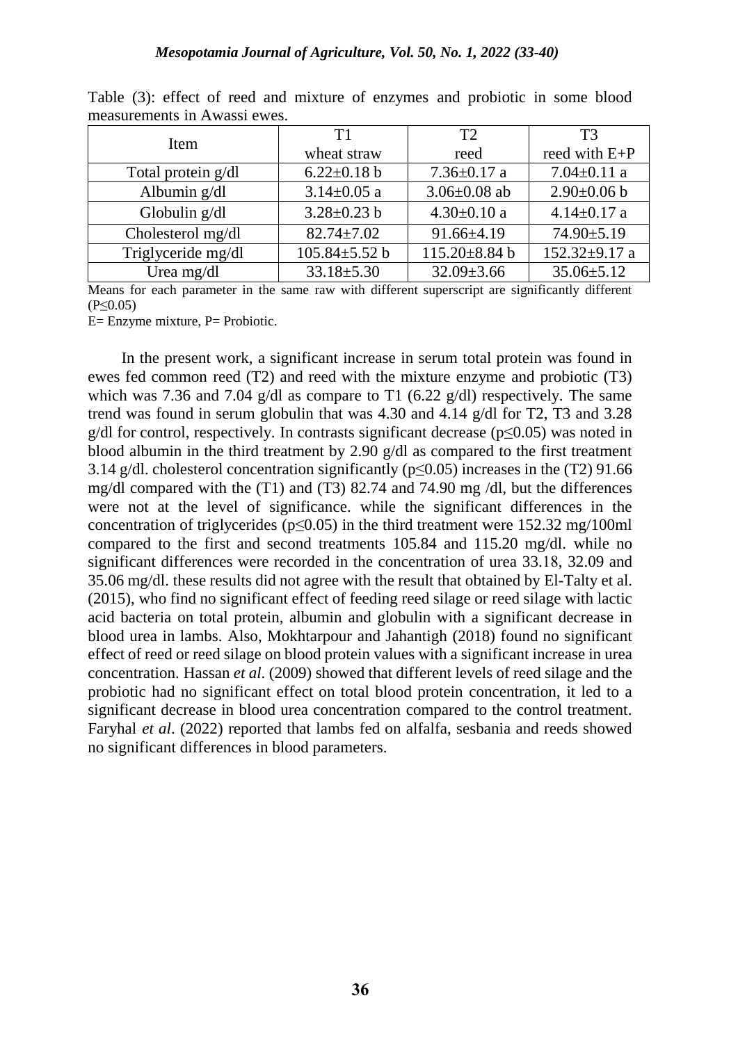Table (3): effect of reed and mixture of enzymes and probiotic in some blood measurements in Awassi ewes.

| Item | T1 wheat straw | T2 reed | T3 reed with E+P |
|---|---|---|---|
| Total protein g/dl | 6.22±0.18 b | 7.36±0.17 a | 7.04±0.11 a |
| Albumin g/dl | 3.14±0.05 a | 3.06±0.08 ab | 2.90±0.06 b |
| Globulin g/dl | 3.28±0.23 b | 4.30±0.10 a | 4.14±0.17 a |
| Cholesterol mg/dl | 82.74±7.02 | 91.66±4.19 | 74.90±5.19 |
| Triglyceride mg/dl | 105.84±5.52 b | 115.20±8.84 b | 152.32±9.17 a |
| Urea mg/dl | 33.18±5.30 | 32.09±3.66 | 35.06±5.12 |

Means for each parameter in the same raw with different superscript are significantly different ($P \leq 0.05$)

E= Enzyme mixture, P= Probiotic.

In the present work, a significant increase in serum total protein was found in ewes fed common reed (T2) and reed with the mixture enzyme and probiotic (T3) which was 7.36 and 7.04 g/dl as compare to T1 (6.22 g/dl) respectively. The same trend was found in serum globulin that was 4.30 and 4.14 g/dl for T2, T3 and 3.28 g/dl for control, respectively. In contrasts significant decrease ($p \leq 0.05$) was noted in blood albumin in the third treatment by 2.90 g/dl as compared to the first treatment 3.14 g/dl. cholesterol concentration significantly ($p \leq 0.05$) increases in the (T2) 91.66 mg/dl compared with the (T1) and (T3) 82.74 and 74.90 mg /dl, but the differences were not at the level of significance. while the significant differences in the concentration of triglycerides ($p \leq 0.05$) in the third treatment were 152.32 mg/100ml compared to the first and second treatments 105.84 and 115.20 mg/dl. while no significant differences were recorded in the concentration of urea 33.18, 32.09 and 35.06 mg/dl. these results did not agree with the result that obtained by El-Talty et al. (2015), who find no significant effect of feeding reed silage or reed silage with lactic acid bacteria on total protein, albumin and globulin with a significant decrease in blood urea in lambs. Also, Mokhtarpour and Jahantigh (2018) found no significant effect of reed or reed silage on blood protein values with a significant increase in urea concentration. Hassan *et al*. (2009) showed that different levels of reed silage and the probiotic had no significant effect on total blood protein concentration, it led to a significant decrease in blood urea concentration compared to the control treatment. Faryhal *et al*. (2022) reported that lambs fed on alfalfa, sesbania and reeds showed no significant differences in blood parameters.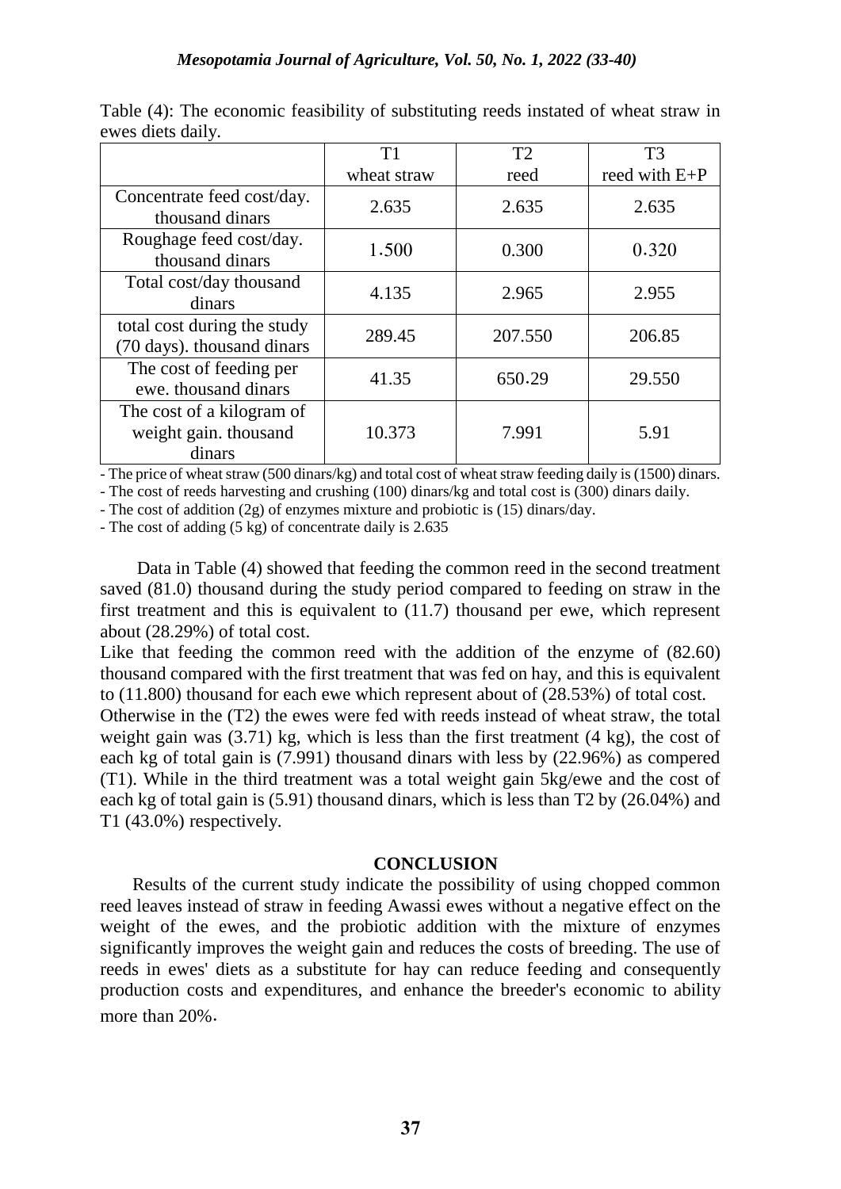Table (4): The economic feasibility of substituting reeds instated of wheat straw in ewes diets daily.

| | T1 wheat straw | T2 reed | T3 reed with E+P |
|---|---|---|---|
| Concentrate feed cost/day. thousand dinars | 2.635 | 2.635 | 2.635 |
| Roughage feed cost/day. thousand dinars | 1.500 | 0.300 | 0.320 |
| Total cost/day thousand dinars | 4.135 | 2.965 | 2.955 |
| total cost during the study (70 days). thousand dinars | 289.45 | 207.550 | 206.85 |
| The cost of feeding per ewe. thousand dinars | 41.35 | 650.29 | 29.550 |
| The cost of a kilogram of weight gain. thousand dinars | 10.373 | 7.991 | 5.91 |

- The price of wheat straw (500 dinars/kg) and total cost of wheat straw feeding daily is (1500) dinars.
- The cost of reeds harvesting and crushing (100) dinars/kg and total cost is (300) dinars daily.
- The cost of addition (2g) of enzymes mixture and probiotic is (15) dinars/day.
- The cost of adding (5 kg) of concentrate daily is 2.635

Data in Table (4) showed that feeding the common reed in the second treatment saved (81.0) thousand during the study period compared to feeding on straw in the first treatment and this is equivalent to (11.7) thousand per ewe, which represent about (28.29%) of total cost.

Like that feeding the common reed with the addition of the enzyme of (82.60) thousand compared with the first treatment that was fed on hay, and this is equivalent to (11.800) thousand for each ewe which represent about of (28.53%) of total cost.

Otherwise in the (T2) the ewes were fed with reeds instead of wheat straw, the total weight gain was (3.71) kg, which is less than the first treatment (4 kg), the cost of each kg of total gain is (7.991) thousand dinars with less by (22.96%) as compered (T1). While in the third treatment was a total weight gain 5kg/ewe and the cost of each kg of total gain is (5.91) thousand dinars, which is less than T2 by (26.04%) and T1 (43.0%) respectively.

## CONCLUSION

Results of the current study indicate the possibility of using chopped common reed leaves instead of straw in feeding Awassi ewes without a negative effect on the weight of the ewes, and the probiotic addition with the mixture of enzymes significantly improves the weight gain and reduces the costs of breeding. The use of reeds in ewes' diets as a substitute for hay can reduce feeding and consequently production costs and expenditures, and enhance the breeder's economic to ability more than 20%.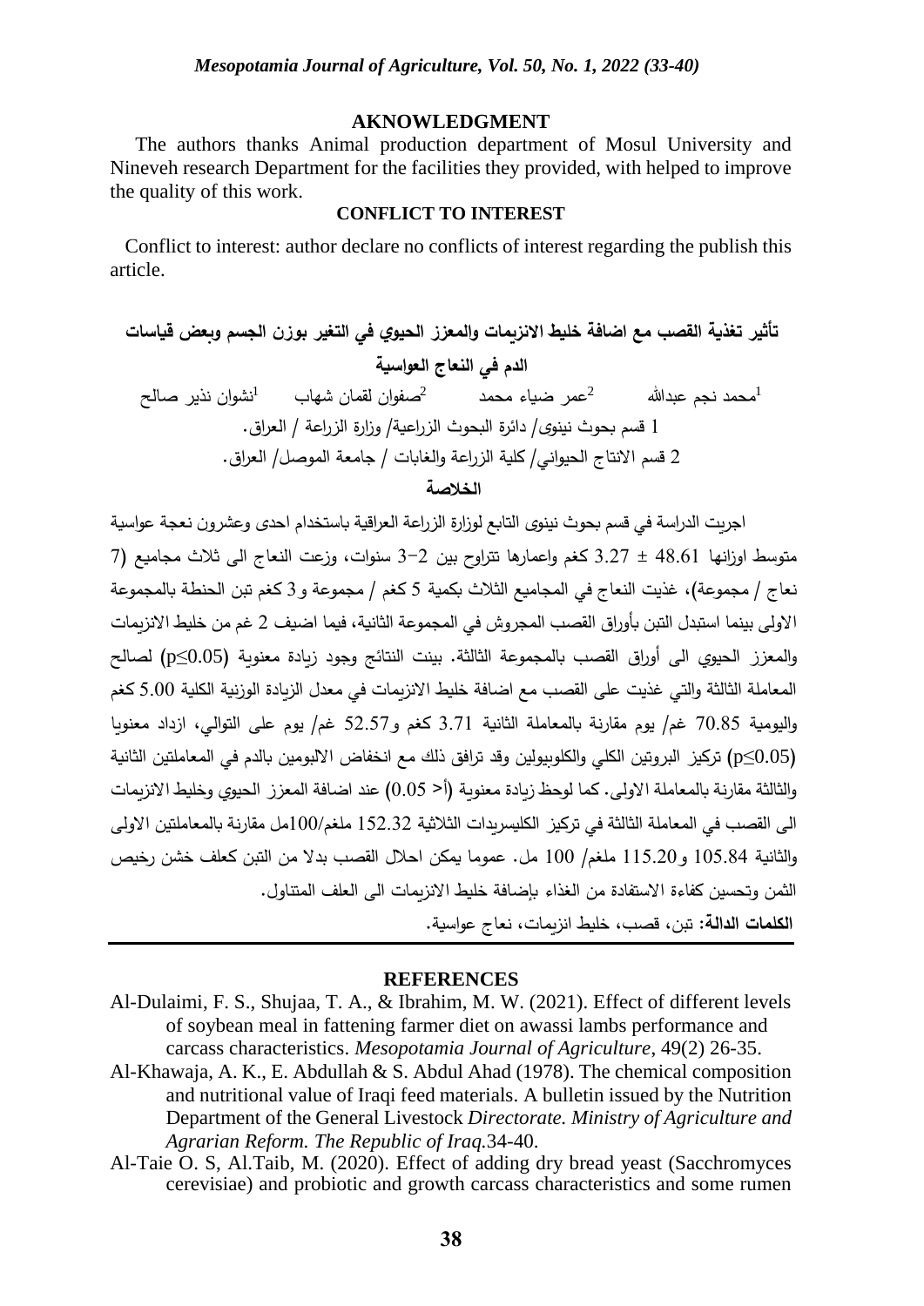### AKNOWLEDGMENT

The authors thanks Animal production department of Mosul University and Nineveh research Department for the facilities they provided, with helped to improve the quality of this work.

### CONFLICT TO INTEREST

Conflict to interest: author declare no conflicts of interest regarding the publish this article.

## تأثير تغذية القصب مع اضافة خليط الانزيمات والمعزز الحيوي في التغير بوزن الجسم وبعض قياسات الدم في النعاج العواسية

محمد نجم عبدالله[1] عمر ضياء محمد[2] صفوان لقمان شهاب[2] نشوان نذير صالح[1]

1 قسم بحوث نينوى/ دائرة البحوث الزراعية/ وزارة الزراعة / العراق.

2 قسم الانتاج الحيواني/ كلية الزراعة والغابات / جامعة الموصل/ العراق.

### الخلاصة

اجريت الدراسة في قسم بحوث نينوى التابع لوزارة الزراعة العراقية باستخدام احدى وعشرون نعجة عواسية متوسط اوزانها 48.61 ± 3.27 كغم واعمارها تتراوح بين 2–3 سنوات، وزعت النعاج الى ثلاث مجاميع (7 نعاج / مجموعة)، غذيت النعاج في المجاميع الثلاث بكمية 5 كغم / مجموعة و 3 كغم تبن الحنطة بالمجموعة الاولى بينما استبدل التبن بأوراق القصب المجروش في المجموعة الثانية، فيما اضيف 2 غم من خليط الانزيمات والمعزز الحيوي الى أوراق القصب بالمجموعة الثالثة. بينت النتائج وجود زيادة معنوية ($p\leq0.05$) لصالح المعاملة الثالثة والتي غذيت على القصب مع اضافة خليط الانزيمات في معدل الزيادة الوزنية الكلية 5.00 كغم واليومية 70.85 غم/ يوم مقارنة بالمعاملة الثانية 3.71 كغم و52.57 غم/ يوم على التوالي، ازداد معنويا ($p\leq0.05$) تركيز البروتين الكلي والكلوبيولين وقد ترافق ذلك مع انخفاض الالبومين بالدم في المعاملتين الثانية والثالثة مقارنة بالمعاملة الاولى. كما لوحظ زيادة معنوية (أ< 0.05) عند اضافة المعزز الحيوي وخليط الانزيمات الى القصب في المعاملة الثالثة في تركيز الكليسريدات الثلاثية 152.32 ملغم/100مل مقارنة بالمعاملتين الاولى والثانية 105.84 و115.20 ملغم/ 100 مل. عموما يمكن احلال القصب بدلا من التبن كعلف خشن رخيص الثمن وتحسين كفاءة الاستفادة من الغذاء بإضافة خليط الانزيمات الى العلف المتناول.

**الكلمات الدالة:** تبن، قصب، خليط انزيمات، نعاج عواسية.

---

### REFERENCES

Al-Dulaimi, F. S., Shujaa, T. A., & Ibrahim, M. W. (2021). Effect of different levels of soybean meal in fattening farmer diet on awassi lambs performance and carcass characteristics. *Mesopotamia Journal of Agriculture*, 49(2) 26-35.

Al-Khawaja, A. K., E. Abdullah & S. Abdul Ahad (1978). The chemical composition and nutritional value of Iraqi feed materials. A bulletin issued by the Nutrition Department of the General Livestock *Directorate. Ministry of Agriculture and Agrarian Reform. The Republic of Iraq.*34-40.

Al-Taie O. S, Al.Taib, M. (2020). Effect of adding dry bread yeast (Sacchromyces cerevisiae) and probiotic and growth carcass characteristics and some rumen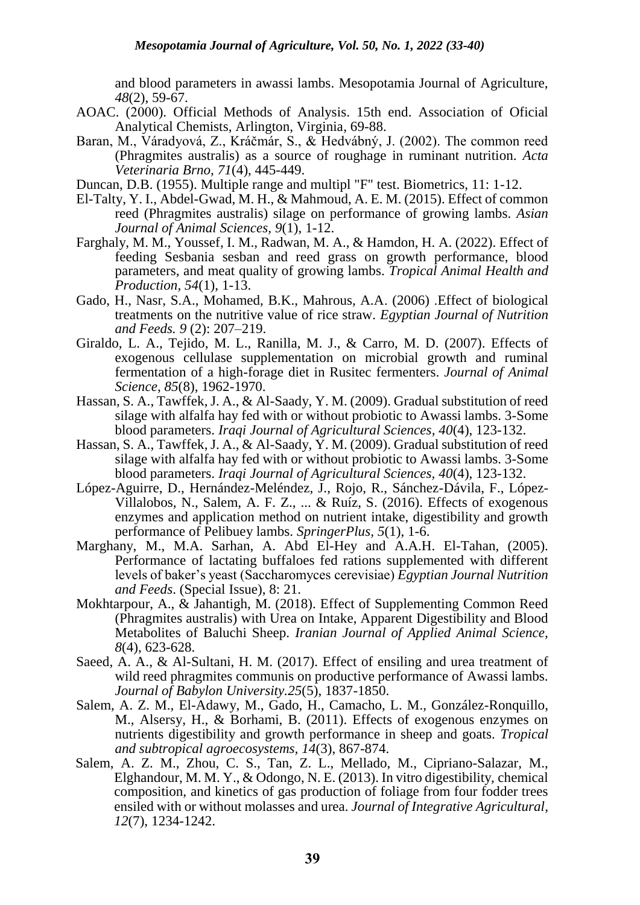and blood parameters in awassi lambs. Mesopotamia Journal of Agriculture, *48*(2), 59-67.

AOAC. (2000). Official Methods of Analysis. 15th end. Association of Oficial Analytical Chemists, Arlington, Virginia, 69-88.

Baran, M., Váradyová, Z., Kráčmár, S., & Hedvábný, J. (2002). The common reed (Phragmites australis) as a source of roughage in ruminant nutrition. *Acta Veterinaria Brno, 71*(4), 445-449.

Duncan, D.B. (1955). Multiple range and multipl "F" test. Biometrics, 11: 1-12.

El-Talty, Y. I., Abdel-Gwad, M. H., & Mahmoud, A. E. M. (2015). Effect of common reed (Phragmites australis) silage on performance of growing lambs. *Asian Journal of Animal Sciences, 9*(1), 1-12.

Farghaly, M. M., Youssef, I. M., Radwan, M. A., & Hamdon, H. A. (2022). Effect of feeding Sesbania sesban and reed grass on growth performance, blood parameters, and meat quality of growing lambs. *Tropical Animal Health and Production, 54*(1), 1-13.

Gado, H., Nasr, S.A., Mohamed, B.K., Mahrous, A.A. (2006) .Effect of biological treatments on the nutritive value of rice straw. *Egyptian Journal of Nutrition and Feeds. 9* (2): 207–219.

Giraldo, L. A., Tejido, M. L., Ranilla, M. J., & Carro, M. D. (2007). Effects of exogenous cellulase supplementation on microbial growth and ruminal fermentation of a high-forage diet in Rusitec fermenters. *Journal of Animal Science, 85*(8), 1962-1970.

Hassan, S. A., Tawffek, J. A., & Al-Saady, Y. M. (2009). Gradual substitution of reed silage with alfalfa hay fed with or without probiotic to Awassi lambs. 3-Some blood parameters. *Iraqi Journal of Agricultural Sciences, 40*(4), 123-132.

Hassan, S. A., Tawffek, J. A., & Al-Saady, Y. M. (2009). Gradual substitution of reed silage with alfalfa hay fed with or without probiotic to Awassi lambs. 3-Some blood parameters. *Iraqi Journal of Agricultural Sciences, 40*(4), 123-132.

López-Aguirre, D., Hernández-Meléndez, J., Rojo, R., Sánchez-Dávila, F., López-Villalobos, N., Salem, A. F. Z., ... & Ruíz, S. (2016). Effects of exogenous enzymes and application method on nutrient intake, digestibility and growth performance of Pelibuey lambs. *SpringerPlus, 5*(1), 1-6.

Marghany, M., M.A. Sarhan, A. Abd El-Hey and A.A.H. El-Tahan, (2005). Performance of lactating buffaloes fed rations supplemented with different levels of baker's yeast (Saccharomyces cerevisiae) *Egyptian Journal Nutrition and Feeds*. (Special Issue), 8: 21.

Mokhtarpour, A., & Jahantigh, M. (2018). Effect of Supplementing Common Reed (Phragmites australis) with Urea on Intake, Apparent Digestibility and Blood Metabolites of Baluchi Sheep. *Iranian Journal of Applied Animal Science, 8*(4), 623-628.

Saeed, A. A., & Al-Sultani, H. M. (2017). Effect of ensiling and urea treatment of wild reed phragmites communis on productive performance of Awassi lambs. *Journal of Babylon University.25*(5), 1837-1850.

Salem, A. Z. M., El-Adawy, M., Gado, H., Camacho, L. M., González-Ronquillo, M., Alsersy, H., & Borhami, B. (2011). Effects of exogenous enzymes on nutrients digestibility and growth performance in sheep and goats. *Tropical and subtropical agroecosystems, 14*(3), 867-874.

Salem, A. Z. M., Zhou, C. S., Tan, Z. L., Mellado, M., Cipriano-Salazar, M., Elghandour, M. M. Y., & Odongo, N. E. (2013). In vitro digestibility, chemical composition, and kinetics of gas production of foliage from four fodder trees ensiled with or without molasses and urea. *Journal of Integrative Agricultural, 12*(7), 1234-1242.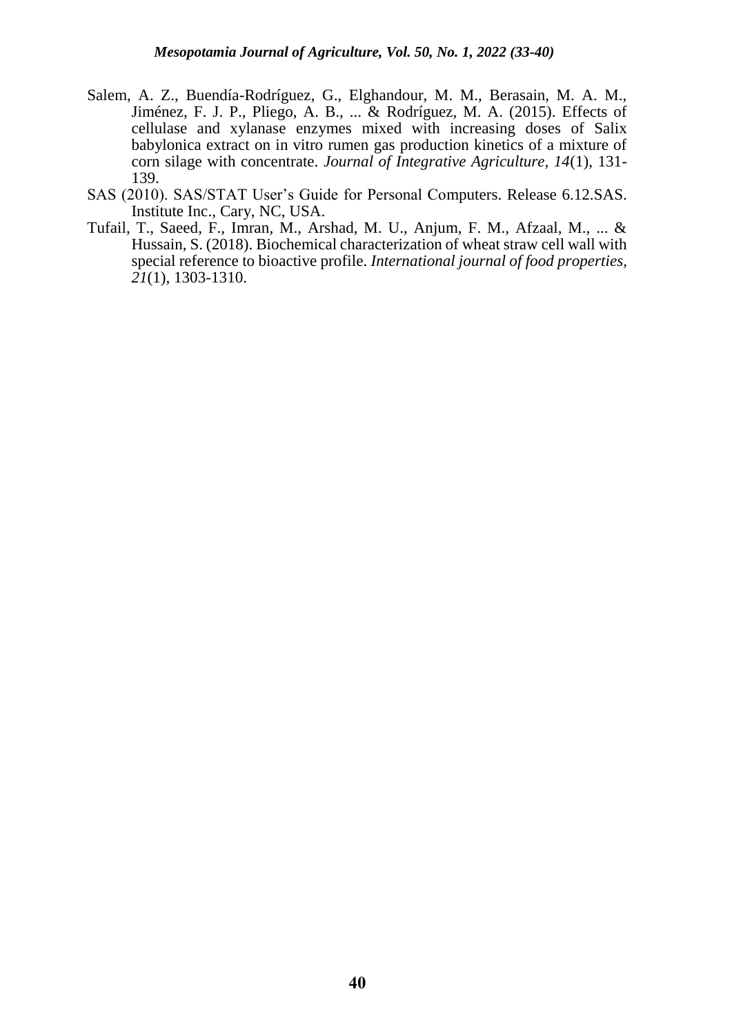Salem, A. Z., Buendía-Rodríguez, G., Elghandour, M. M., Berasain, M. A. M., Jiménez, F. J. P., Pliego, A. B., ... & Rodríguez, M. A. (2015). Effects of cellulase and xylanase enzymes mixed with increasing doses of Salix babylonica extract on in vitro rumen gas production kinetics of a mixture of corn silage with concentrate. *Journal of Integrative Agriculture, 14*(1), 131-139.

SAS (2010). SAS/STAT User's Guide for Personal Computers. Release 6.12.SAS. Institute Inc., Cary, NC, USA.

Tufail, T., Saeed, F., Imran, M., Arshad, M. U., Anjum, F. M., Afzaal, M., ... & Hussain, S. (2018). Biochemical characterization of wheat straw cell wall with special reference to bioactive profile. *International journal of food properties, 21*(1), 1303-1310.